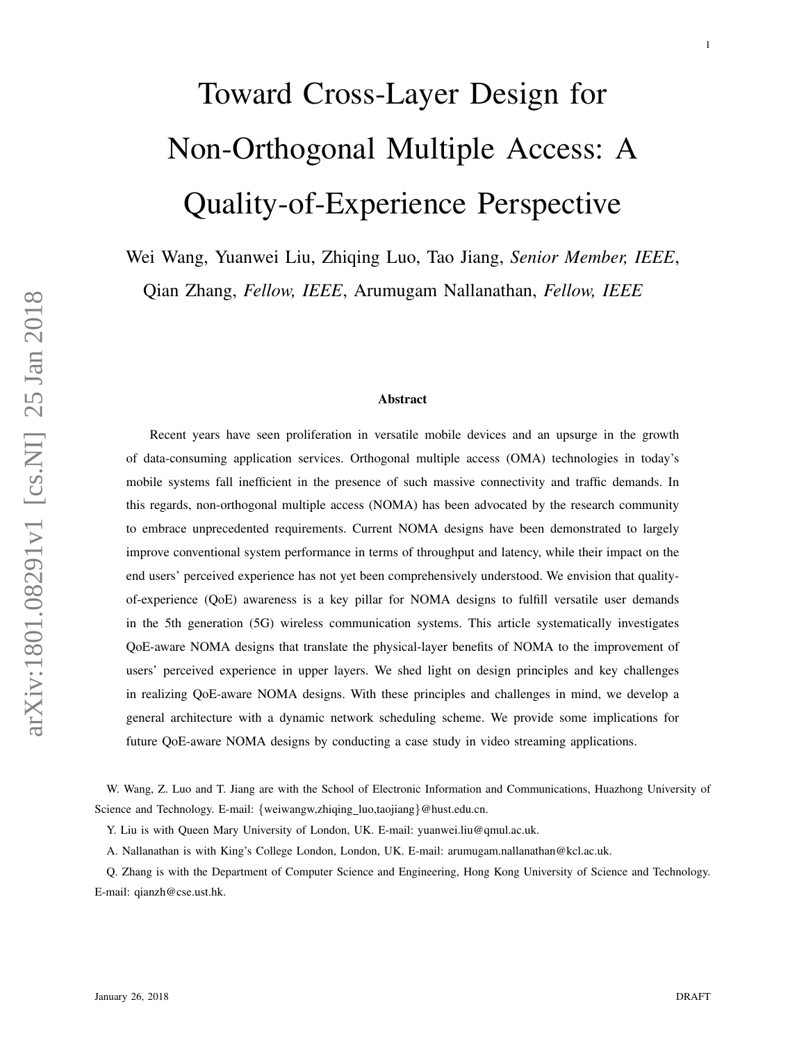# Toward Cross-Layer Design for Non-Orthogonal Multiple Access: A Quality-of-Experience Perspective

Wei Wang, Yuanwei Liu, Zhiqing Luo, Tao Jiang, *Senior Member, IEEE*, Qian Zhang, *Fellow, IEEE*, Arumugam Nallanathan, *Fellow, IEEE*

### Abstract

Recent years have seen proliferation in versatile mobile devices and an upsurge in the growth of data-consuming application services. Orthogonal multiple access (OMA) technologies in today's mobile systems fall inefficient in the presence of such massive connectivity and traffic demands. In this regards, non-orthogonal multiple access (NOMA) has been advocated by the research community to embrace unprecedented requirements. Current NOMA designs have been demonstrated to largely improve conventional system performance in terms of throughput and latency, while their impact on the end users' perceived experience has not yet been comprehensively understood. We envision that quality-of-experience (QoE) awareness is a key pillar for NOMA designs to fulfill versatile user demands in the 5th generation (5G) wireless communication systems. This article systematically investigates QoE-aware NOMA designs that translate the physical-layer benefits of NOMA to the improvement of users' perceived experience in upper layers. We shed light on design principles and key challenges in realizing QoE-aware NOMA designs. With these principles and challenges in mind, we develop a general architecture with a dynamic network scheduling scheme. We provide some implications for future QoE-aware NOMA designs by conducting a case study in video streaming applications.

W. Wang, Z. Luo and T. Jiang are with the School of Electronic Information and Communications, Huazhong University of Science and Technology. E-mail: {weiwangw,zhiqing_luo,taojiang}@hust.edu.cn.

Y. Liu is with Queen Mary University of London, UK. E-mail: yuanwei.liu@qmul.ac.uk.

A. Nallanathan is with King's College London, London, UK. E-mail: arumugam.nallanathan@kcl.ac.uk.

Q. Zhang is with the Department of Computer Science and Engineering, Hong Kong University of Science and Technology. E-mail: qianzh@cse.ust.hk.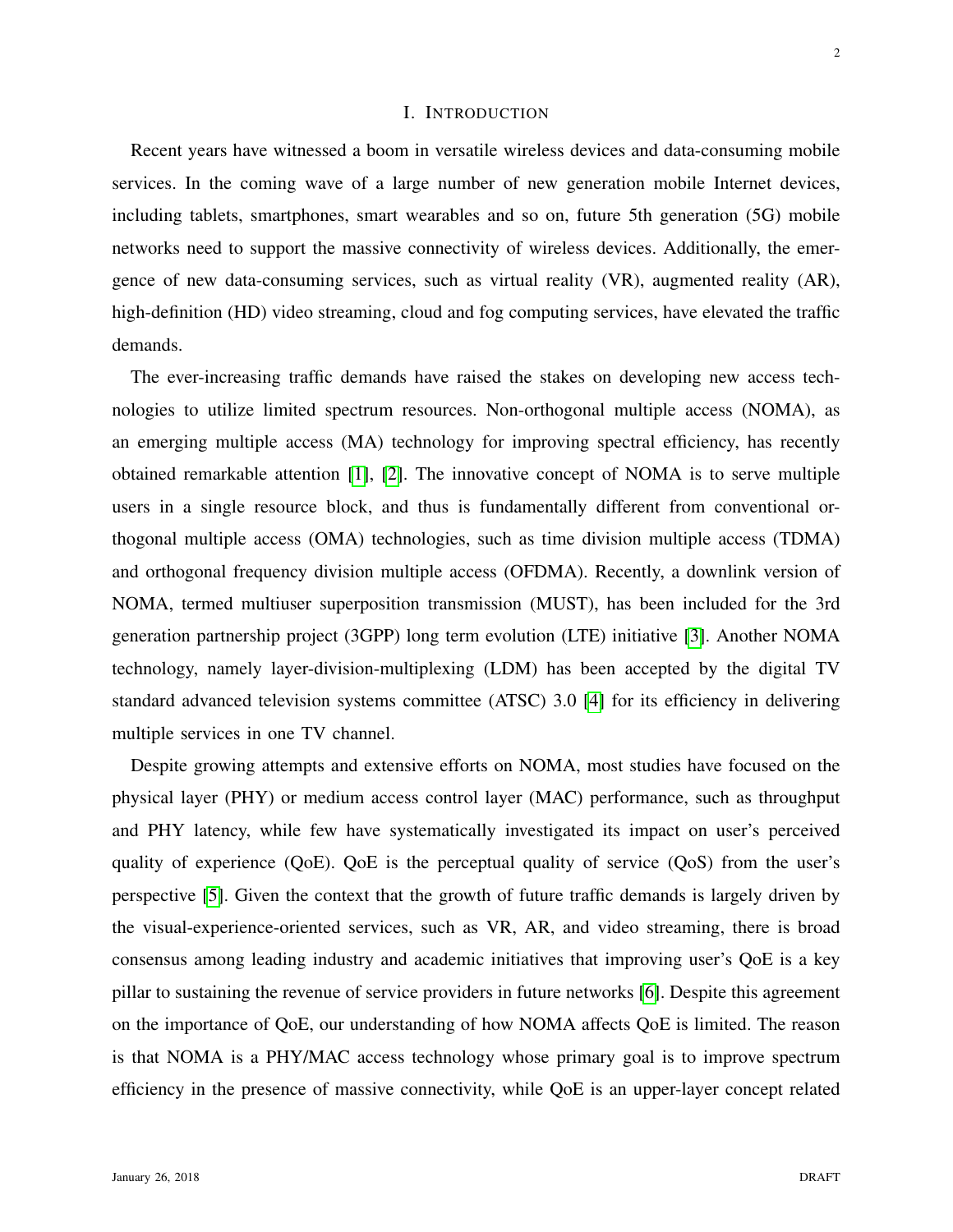# I. INTRODUCTION

Recent years have witnessed a boom in versatile wireless devices and data-consuming mobile services. In the coming wave of a large number of new generation mobile Internet devices, including tablets, smartphones, smart wearables and so on, future 5th generation (5G) mobile networks need to support the massive connectivity of wireless devices. Additionally, the emergence of new data-consuming services, such as virtual reality (VR), augmented reality (AR), high-definition (HD) video streaming, cloud and fog computing services, have elevated the traffic demands.

The ever-increasing traffic demands have raised the stakes on developing new access technologies to utilize limited spectrum resources. Non-orthogonal multiple access (NOMA), as an emerging multiple access (MA) technology for improving spectral efficiency, has recently obtained remarkable attention [1], [2]. The innovative concept of NOMA is to serve multiple users in a single resource block, and thus is fundamentally different from conventional orthogonal multiple access (OMA) technologies, such as time division multiple access (TDMA) and orthogonal frequency division multiple access (OFDMA). Recently, a downlink version of NOMA, termed multiuser superposition transmission (MUST), has been included for the 3rd generation partnership project (3GPP) long term evolution (LTE) initiative [3]. Another NOMA technology, namely layer-division-multiplexing (LDM) has been accepted by the digital TV standard advanced television systems committee (ATSC) 3.0 [4] for its efficiency in delivering multiple services in one TV channel.

Despite growing attempts and extensive efforts on NOMA, most studies have focused on the physical layer (PHY) or medium access control layer (MAC) performance, such as throughput and PHY latency, while few have systematically investigated its impact on user's perceived quality of experience (QoE). QoE is the perceptual quality of service (QoS) from the user's perspective [5]. Given the context that the growth of future traffic demands is largely driven by the visual-experience-oriented services, such as VR, AR, and video streaming, there is broad consensus among leading industry and academic initiatives that improving user's QoE is a key pillar to sustaining the revenue of service providers in future networks [6]. Despite this agreement on the importance of QoE, our understanding of how NOMA affects QoE is limited. The reason is that NOMA is a PHY/MAC access technology whose primary goal is to improve spectrum efficiency in the presence of massive connectivity, while QoE is an upper-layer concept related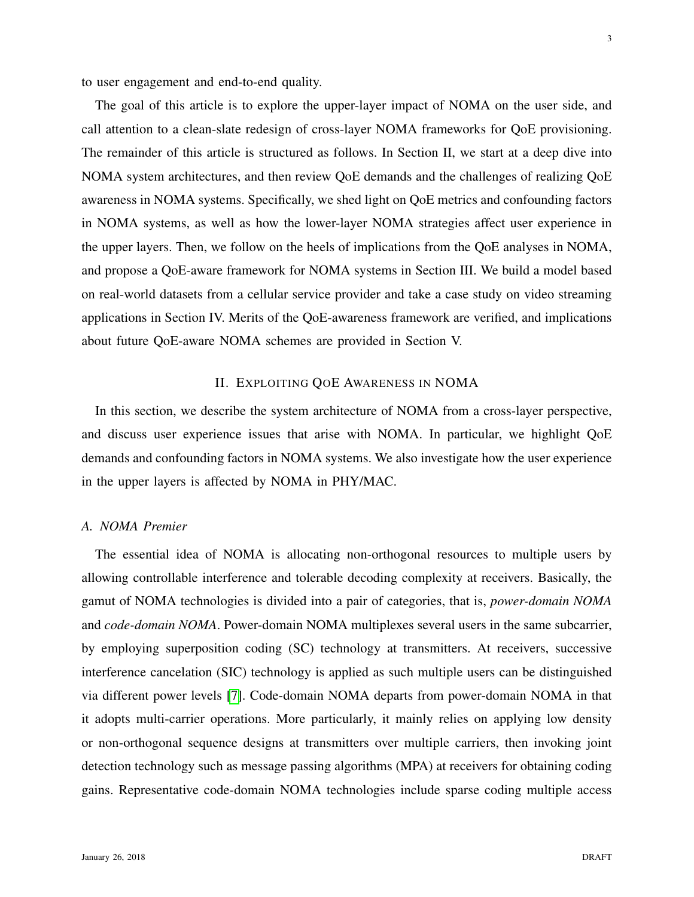to user engagement and end-to-end quality.

The goal of this article is to explore the upper-layer impact of NOMA on the user side, and call attention to a clean-slate redesign of cross-layer NOMA frameworks for QoE provisioning. The remainder of this article is structured as follows. In Section II, we start at a deep dive into NOMA system architectures, and then review QoE demands and the challenges of realizing QoE awareness in NOMA systems. Specifically, we shed light on QoE metrics and confounding factors in NOMA systems, as well as how the lower-layer NOMA strategies affect user experience in the upper layers. Then, we follow on the heels of implications from the QoE analyses in NOMA, and propose a QoE-aware framework for NOMA systems in Section III. We build a model based on real-world datasets from a cellular service provider and take a case study on video streaming applications in Section IV. Merits of the QoE-awareness framework are verified, and implications about future QoE-aware NOMA schemes are provided in Section V.

## II. Exploiting QoE Awareness in NOMA

In this section, we describe the system architecture of NOMA from a cross-layer perspective, and discuss user experience issues that arise with NOMA. In particular, we highlight QoE demands and confounding factors in NOMA systems. We also investigate how the user experience in the upper layers is affected by NOMA in PHY/MAC.

### *A. NOMA Premier*

The essential idea of NOMA is allocating non-orthogonal resources to multiple users by allowing controllable interference and tolerable decoding complexity at receivers. Basically, the gamut of NOMA technologies is divided into a pair of categories, that is, *power-domain NOMA* and *code-domain NOMA*. Power-domain NOMA multiplexes several users in the same subcarrier, by employing superposition coding (SC) technology at transmitters. At receivers, successive interference cancelation (SIC) technology is applied as such multiple users can be distinguished via different power levels [7]. Code-domain NOMA departs from power-domain NOMA in that it adopts multi-carrier operations. More particularly, it mainly relies on applying low density or non-orthogonal sequence designs at transmitters over multiple carriers, then invoking joint detection technology such as message passing algorithms (MPA) at receivers for obtaining coding gains. Representative code-domain NOMA technologies include sparse coding multiple access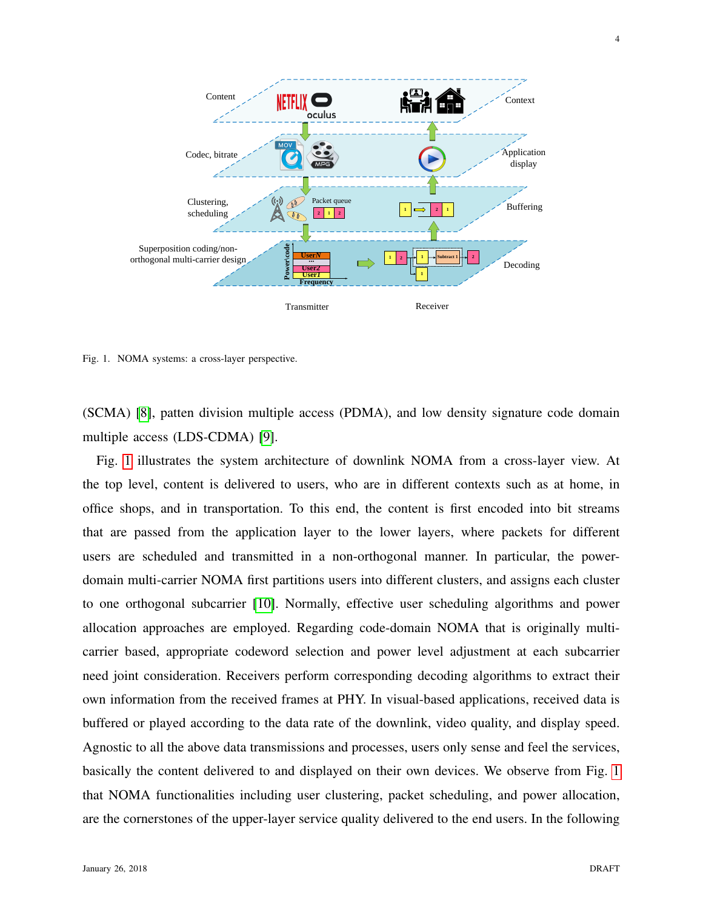Fig. 1. NOMA systems: a cross-layer perspective.

(SCMA) [8], patten division multiple access (PDMA), and low density signature code domain multiple access (LDS-CDMA) [9].

Fig. 1 illustrates the system architecture of downlink NOMA from a cross-layer view. At the top level, content is delivered to users, who are in different contexts such as at home, in office shops, and in transportation. To this end, the content is first encoded into bit streams that are passed from the application layer to the lower layers, where packets for different users are scheduled and transmitted in a non-orthogonal manner. In particular, the power-domain multi-carrier NOMA first partitions users into different clusters, and assigns each cluster to one orthogonal subcarrier [10]. Normally, effective user scheduling algorithms and power allocation approaches are employed. Regarding code-domain NOMA that is originally multi-carrier based, appropriate codeword selection and power level adjustment at each subcarrier need joint consideration. Receivers perform corresponding decoding algorithms to extract their own information from the received frames at PHY. In visual-based applications, received data is buffered or played according to the data rate of the downlink, video quality, and display speed. Agnostic to all the above data transmissions and processes, users only sense and feel the services, basically the content delivered to and displayed on their own devices. We observe from Fig. 1 that NOMA functionalities including user clustering, packet scheduling, and power allocation, are the cornerstones of the upper-layer service quality delivered to the end users. In the following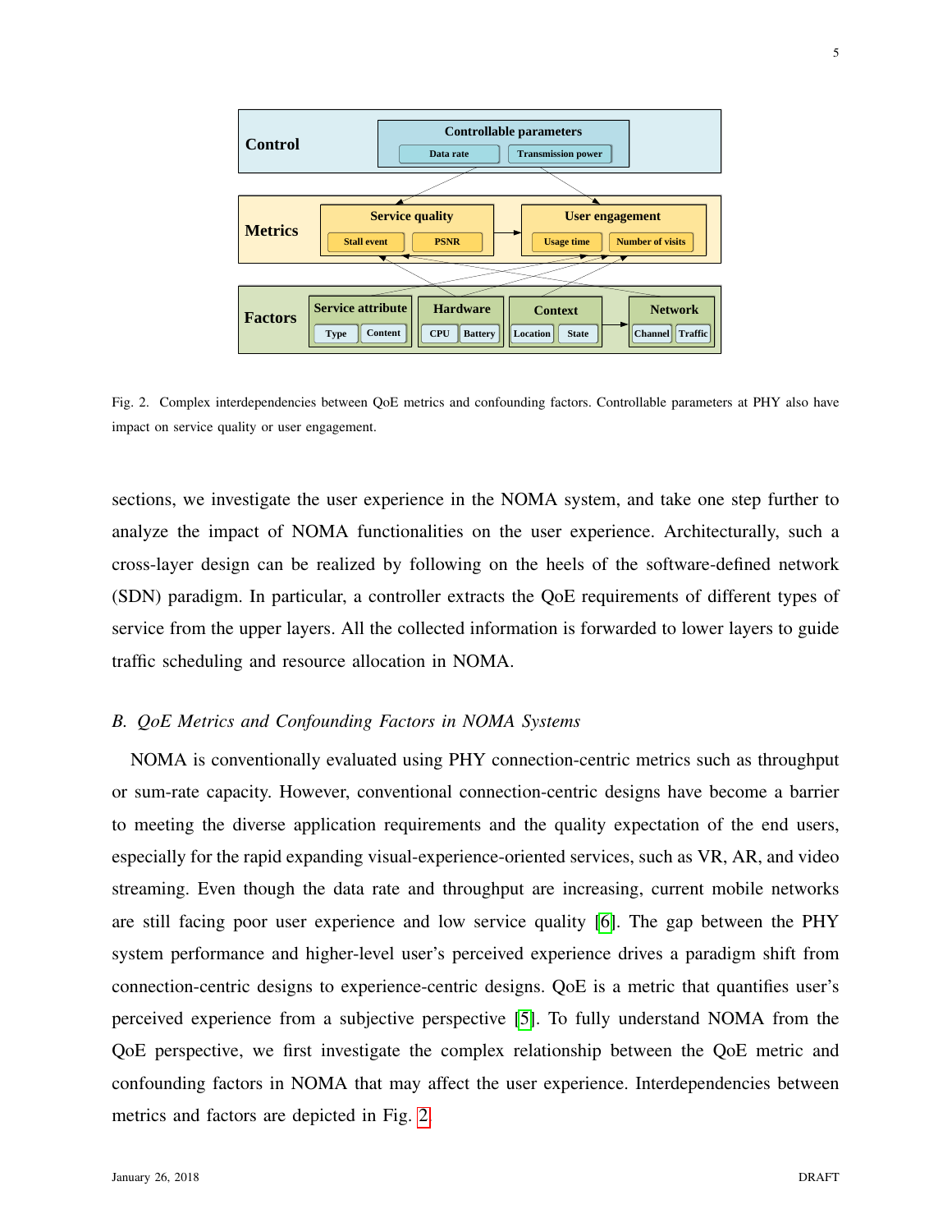Fig. 2. Complex interdependencies between QoE metrics and confounding factors. Controllable parameters at PHY also have impact on service quality or user engagement.

sections, we investigate the user experience in the NOMA system, and take one step further to analyze the impact of NOMA functionalities on the user experience. Architecturally, such a cross-layer design can be realized by following on the heels of the software-defined network (SDN) paradigm. In particular, a controller extracts the QoE requirements of different types of service from the upper layers. All the collected information is forwarded to lower layers to guide traffic scheduling and resource allocation in NOMA.

### *B. QoE Metrics and Confounding Factors in NOMA Systems*

NOMA is conventionally evaluated using PHY connection-centric metrics such as throughput or sum-rate capacity. However, conventional connection-centric designs have become a barrier to meeting the diverse application requirements and the quality expectation of the end users, especially for the rapid expanding visual-experience-oriented services, such as VR, AR, and video streaming. Even though the data rate and throughput are increasing, current mobile networks are still facing poor user experience and low service quality [6]. The gap between the PHY system performance and higher-level user's perceived experience drives a paradigm shift from connection-centric designs to experience-centric designs. QoE is a metric that quantifies user's perceived experience from a subjective perspective [5]. To fully understand NOMA from the QoE perspective, we first investigate the complex relationship between the QoE metric and confounding factors in NOMA that may affect the user experience. Interdependencies between metrics and factors are depicted in Fig. 2.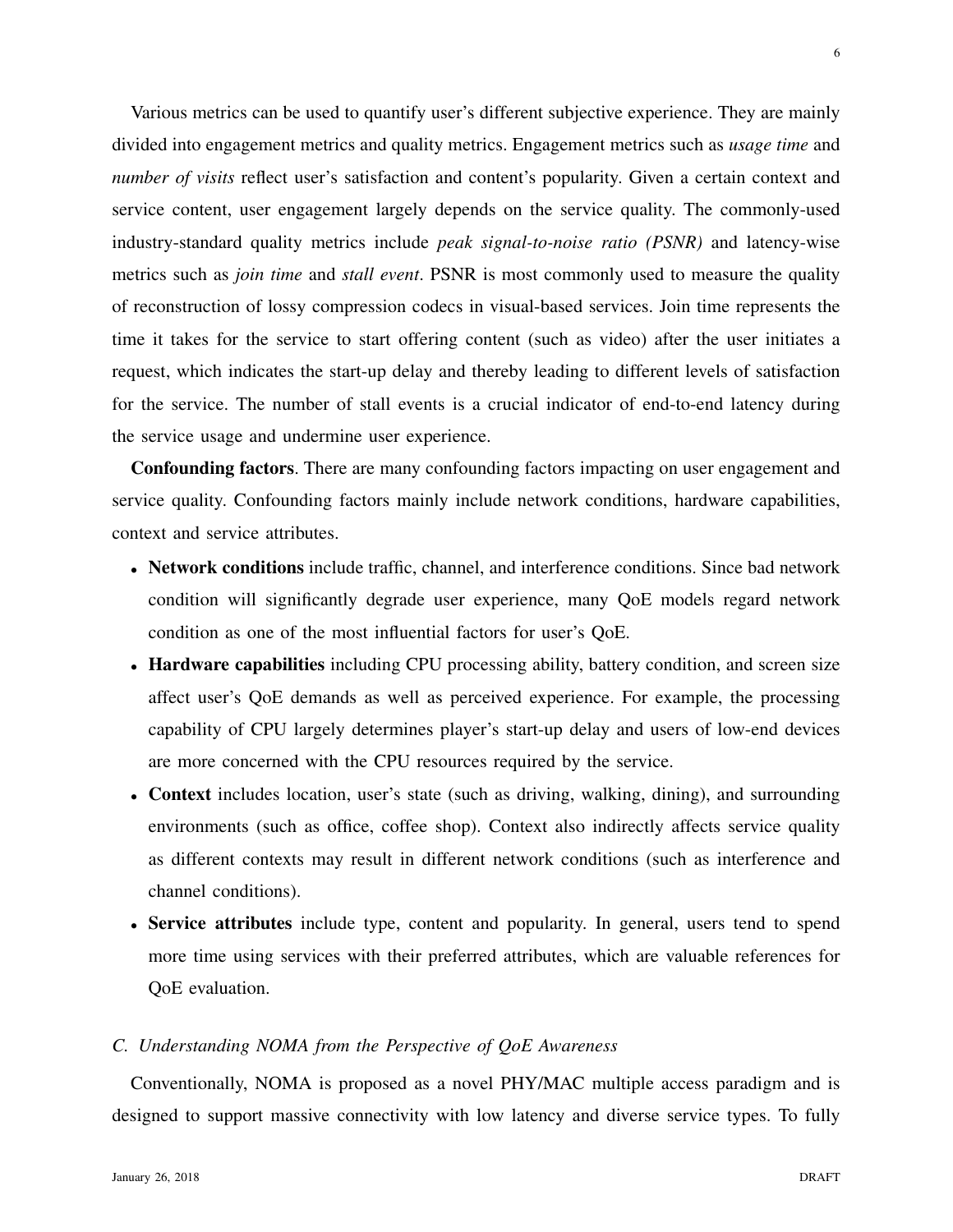Various metrics can be used to quantify user's different subjective experience. They are mainly divided into engagement metrics and quality metrics. Engagement metrics such as *usage time* and *number of visits* reflect user's satisfaction and content's popularity. Given a certain context and service content, user engagement largely depends on the service quality. The commonly-used industry-standard quality metrics include *peak signal-to-noise ratio (PSNR)* and latency-wise metrics such as *join time* and *stall event*. PSNR is most commonly used to measure the quality of reconstruction of lossy compression codecs in visual-based services. Join time represents the time it takes for the service to start offering content (such as video) after the user initiates a request, which indicates the start-up delay and thereby leading to different levels of satisfaction for the service. The number of stall events is a crucial indicator of end-to-end latency during the service usage and undermine user experience.

**Confounding factors**. There are many confounding factors impacting on user engagement and service quality. Confounding factors mainly include network conditions, hardware capabilities, context and service attributes.

- **Network conditions** include traffic, channel, and interference conditions. Since bad network condition will significantly degrade user experience, many QoE models regard network condition as one of the most influential factors for user's QoE.
- **Hardware capabilities** including CPU processing ability, battery condition, and screen size affect user's QoE demands as well as perceived experience. For example, the processing capability of CPU largely determines player's start-up delay and users of low-end devices are more concerned with the CPU resources required by the service.
- **Context** includes location, user's state (such as driving, walking, dining), and surrounding environments (such as office, coffee shop). Context also indirectly affects service quality as different contexts may result in different network conditions (such as interference and channel conditions).
- **Service attributes** include type, content and popularity. In general, users tend to spend more time using services with their preferred attributes, which are valuable references for QoE evaluation.

### *C. Understanding NOMA from the Perspective of QoE Awareness*

Conventionally, NOMA is proposed as a novel PHY/MAC multiple access paradigm and is designed to support massive connectivity with low latency and diverse service types. To fully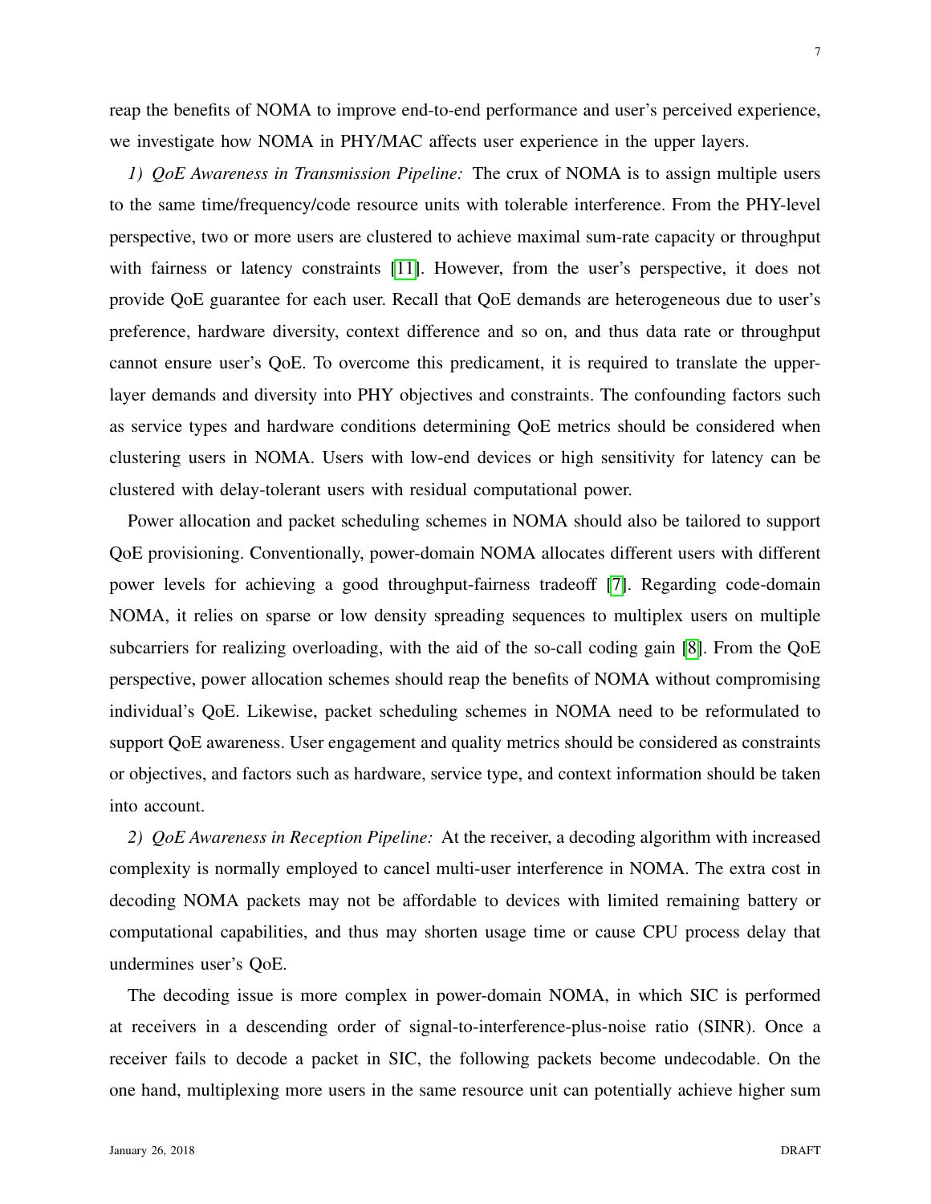reap the benefits of NOMA to improve end-to-end performance and user's perceived experience, we investigate how NOMA in PHY/MAC affects user experience in the upper layers.

*1) QoE Awareness in Transmission Pipeline:* The crux of NOMA is to assign multiple users to the same time/frequency/code resource units with tolerable interference. From the PHY-level perspective, two or more users are clustered to achieve maximal sum-rate capacity or throughput with fairness or latency constraints [11]. However, from the user's perspective, it does not provide QoE guarantee for each user. Recall that QoE demands are heterogeneous due to user's preference, hardware diversity, context difference and so on, and thus data rate or throughput cannot ensure user's QoE. To overcome this predicament, it is required to translate the upper-layer demands and diversity into PHY objectives and constraints. The confounding factors such as service types and hardware conditions determining QoE metrics should be considered when clustering users in NOMA. Users with low-end devices or high sensitivity for latency can be clustered with delay-tolerant users with residual computational power.

Power allocation and packet scheduling schemes in NOMA should also be tailored to support QoE provisioning. Conventionally, power-domain NOMA allocates different users with different power levels for achieving a good throughput-fairness tradeoff [7]. Regarding code-domain NOMA, it relies on sparse or low density spreading sequences to multiplex users on multiple subcarriers for realizing overloading, with the aid of the so-call coding gain [8]. From the QoE perspective, power allocation schemes should reap the benefits of NOMA without compromising individual's QoE. Likewise, packet scheduling schemes in NOMA need to be reformulated to support QoE awareness. User engagement and quality metrics should be considered as constraints or objectives, and factors such as hardware, service type, and context information should be taken into account.

*2) QoE Awareness in Reception Pipeline:* At the receiver, a decoding algorithm with increased complexity is normally employed to cancel multi-user interference in NOMA. The extra cost in decoding NOMA packets may not be affordable to devices with limited remaining battery or computational capabilities, and thus may shorten usage time or cause CPU process delay that undermines user's QoE.

The decoding issue is more complex in power-domain NOMA, in which SIC is performed at receivers in a descending order of signal-to-interference-plus-noise ratio (SINR). Once a receiver fails to decode a packet in SIC, the following packets become undecodable. On the one hand, multiplexing more users in the same resource unit can potentially achieve higher sum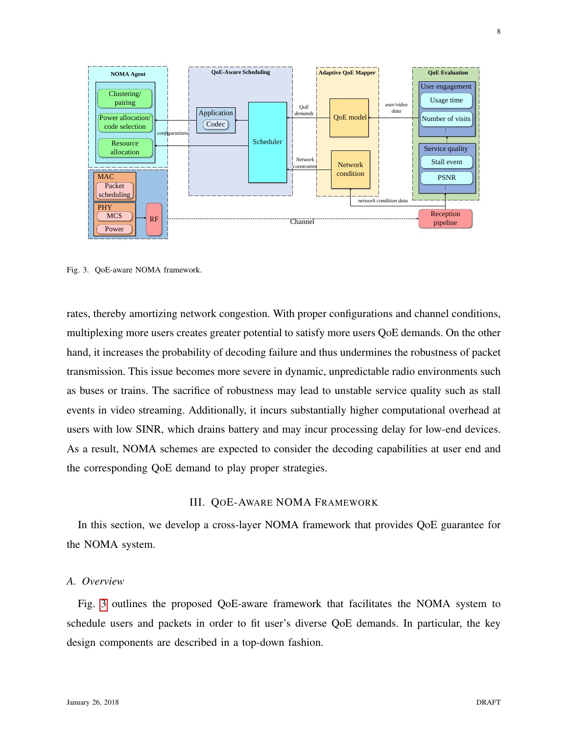Fig. 3. QoE-aware NOMA framework.

rates, thereby amortizing network congestion. With proper configurations and channel conditions, multiplexing more users creates greater potential to satisfy more users QoE demands. On the other hand, it increases the probability of decoding failure and thus undermines the robustness of packet transmission. This issue becomes more severe in dynamic, unpredictable radio environments such as buses or trains. The sacrifice of robustness may lead to unstable service quality such as stall events in video streaming. Additionally, it incurs substantially higher computational overhead at users with low SINR, which drains battery and may incur processing delay for low-end devices. As a result, NOMA schemes are expected to consider the decoding capabilities at user end and the corresponding QoE demand to play proper strategies.

## III. QoE-Aware NOMA Framework

In this section, we develop a cross-layer NOMA framework that provides QoE guarantee for the NOMA system.

### A. Overview

Fig. 3 outlines the proposed QoE-aware framework that facilitates the NOMA system to schedule users and packets in order to fit user's diverse QoE demands. In particular, the key design components are described in a top-down fashion.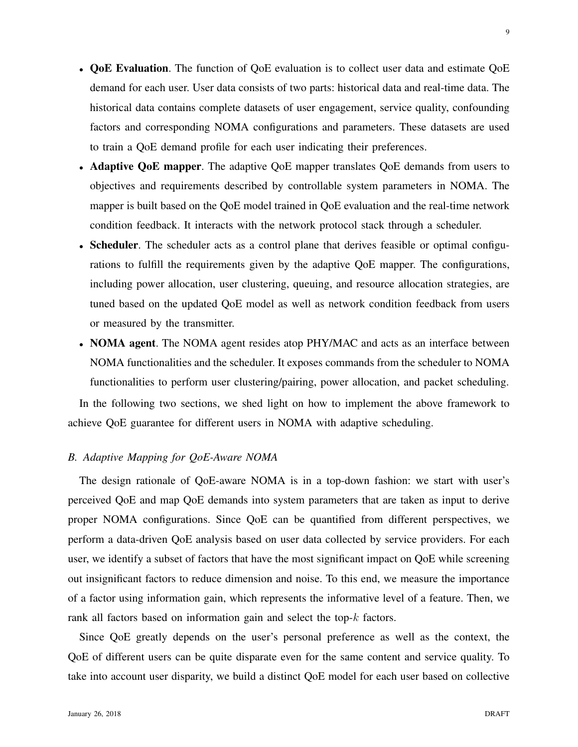- **QoE Evaluation**. The function of QoE evaluation is to collect user data and estimate QoE demand for each user. User data consists of two parts: historical data and real-time data. The historical data contains complete datasets of user engagement, service quality, confounding factors and corresponding NOMA configurations and parameters. These datasets are used to train a QoE demand profile for each user indicating their preferences.
- **Adaptive QoE mapper**. The adaptive QoE mapper translates QoE demands from users to objectives and requirements described by controllable system parameters in NOMA. The mapper is built based on the QoE model trained in QoE evaluation and the real-time network condition feedback. It interacts with the network protocol stack through a scheduler.
- **Scheduler**. The scheduler acts as a control plane that derives feasible or optimal configurations to fulfill the requirements given by the adaptive QoE mapper. The configurations, including power allocation, user clustering, queuing, and resource allocation strategies, are tuned based on the updated QoE model as well as network condition feedback from users or measured by the transmitter.
- **NOMA agent**. The NOMA agent resides atop PHY/MAC and acts as an interface between NOMA functionalities and the scheduler. It exposes commands from the scheduler to NOMA functionalities to perform user clustering/pairing, power allocation, and packet scheduling.

In the following two sections, we shed light on how to implement the above framework to achieve QoE guarantee for different users in NOMA with adaptive scheduling.

### *B. Adaptive Mapping for QoE-Aware NOMA*

The design rationale of QoE-aware NOMA is in a top-down fashion: we start with user's perceived QoE and map QoE demands into system parameters that are taken as input to derive proper NOMA configurations. Since QoE can be quantified from different perspectives, we perform a data-driven QoE analysis based on user data collected by service providers. For each user, we identify a subset of factors that have the most significant impact on QoE while screening out insignificant factors to reduce dimension and noise. To this end, we measure the importance of a factor using information gain, which represents the informative level of a feature. Then, we rank all factors based on information gain and select the top-$k$ factors.

Since QoE greatly depends on the user's personal preference as well as the context, the QoE of different users can be quite disparate even for the same content and service quality. To take into account user disparity, we build a distinct QoE model for each user based on collective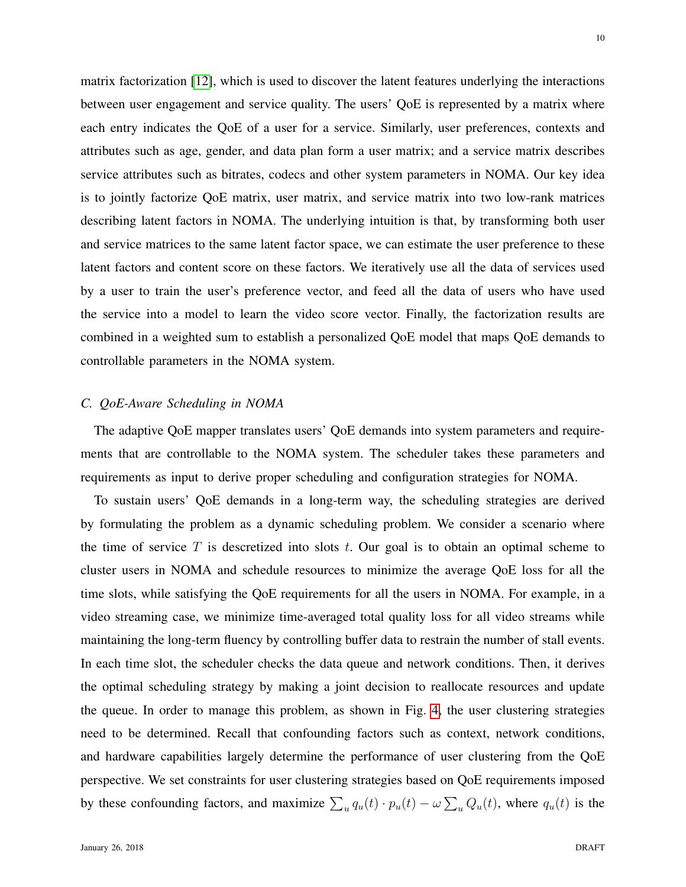matrix factorization [12], which is used to discover the latent features underlying the interactions between user engagement and service quality. The users' QoE is represented by a matrix where each entry indicates the QoE of a user for a service. Similarly, user preferences, contexts and attributes such as age, gender, and data plan form a user matrix; and a service matrix describes service attributes such as bitrates, codecs and other system parameters in NOMA. Our key idea is to jointly factorize QoE matrix, user matrix, and service matrix into two low-rank matrices describing latent factors in NOMA. The underlying intuition is that, by transforming both user and service matrices to the same latent factor space, we can estimate the user preference to these latent factors and content score on these factors. We iteratively use all the data of services used by a user to train the user's preference vector, and feed all the data of users who have used the service into a model to learn the video score vector. Finally, the factorization results are combined in a weighted sum to establish a personalized QoE model that maps QoE demands to controllable parameters in the NOMA system.

### C. QoE-Aware Scheduling in NOMA

The adaptive QoE mapper translates users' QoE demands into system parameters and requirements that are controllable to the NOMA system. The scheduler takes these parameters and requirements as input to derive proper scheduling and configuration strategies for NOMA.

To sustain users' QoE demands in a long-term way, the scheduling strategies are derived by formulating the problem as a dynamic scheduling problem. We consider a scenario where the time of service $T$ is descretized into slots $t$. Our goal is to obtain an optimal scheme to cluster users in NOMA and schedule resources to minimize the average QoE loss for all the time slots, while satisfying the QoE requirements for all the users in NOMA. For example, in a video streaming case, we minimize time-averaged total quality loss for all video streams while maintaining the long-term fluency by controlling buffer data to restrain the number of stall events. In each time slot, the scheduler checks the data queue and network conditions. Then, it derives the optimal scheduling strategy by making a joint decision to reallocate resources and update the queue. In order to manage this problem, as shown in Fig. 4, the user clustering strategies need to be determined. Recall that confounding factors such as context, network conditions, and hardware capabilities largely determine the performance of user clustering from the QoE perspective. We set constraints for user clustering strategies based on QoE requirements imposed by these confounding factors, and maximize $\sum_u q_u(t) \cdot p_u(t) - \omega \sum_u Q_u(t)$, where $q_u(t)$ is the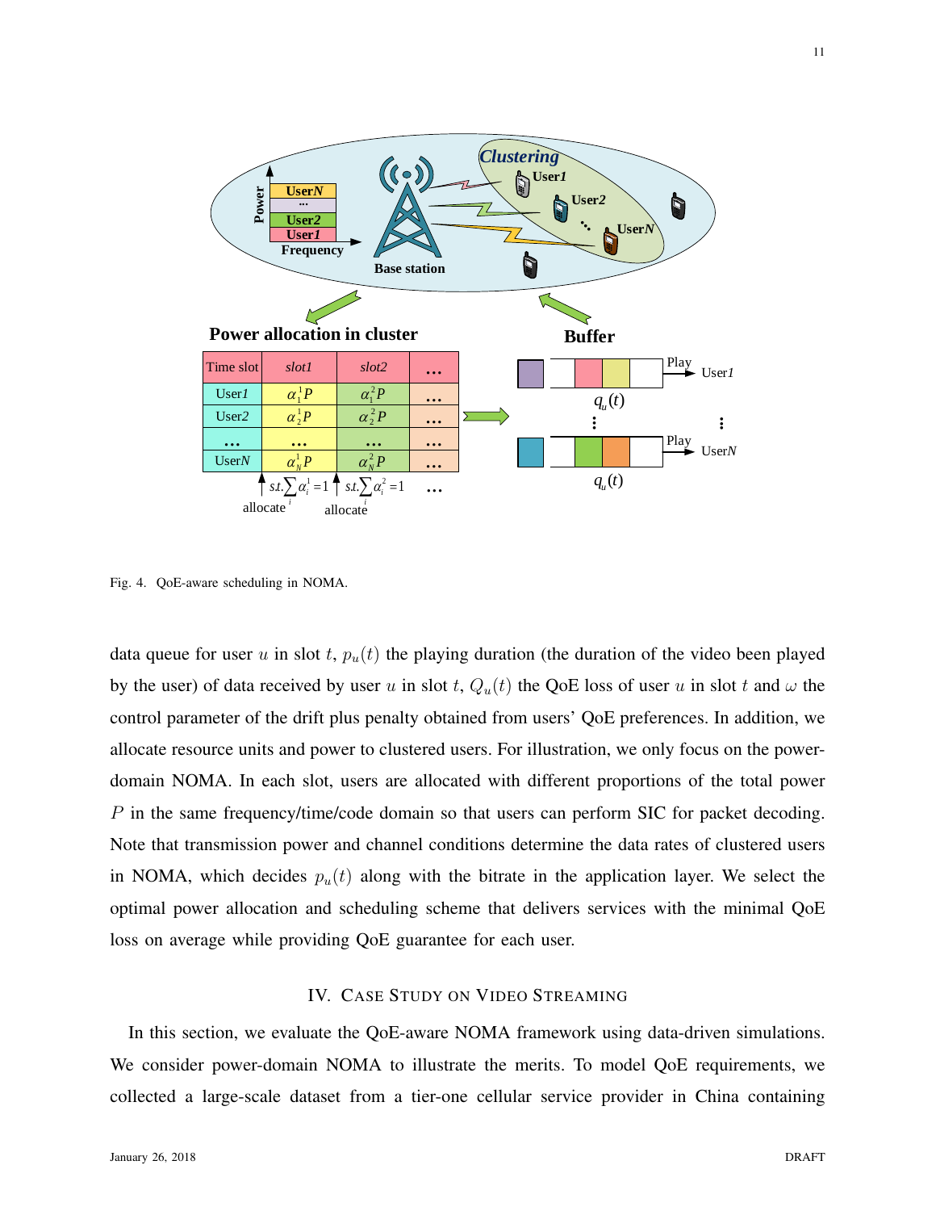Fig. 4. QoE-aware scheduling in NOMA.

data queue for user $u$ in slot $t$, $p_u(t)$ the playing duration (the duration of the video been played by the user) of data received by user $u$ in slot $t$, $Q_u(t)$ the QoE loss of user $u$ in slot $t$ and $\omega$ the control parameter of the drift plus penalty obtained from users' QoE preferences. In addition, we allocate resource units and power to clustered users. For illustration, we only focus on the power-domain NOMA. In each slot, users are allocated with different proportions of the total power $P$ in the same frequency/time/code domain so that users can perform SIC for packet decoding. Note that transmission power and channel conditions determine the data rates of clustered users in NOMA, which decides $p_u(t)$ along with the bitrate in the application layer. We select the optimal power allocation and scheduling scheme that delivers services with the minimal QoE loss on average while providing QoE guarantee for each user.

## IV. Case Study on Video Streaming

In this section, we evaluate the QoE-aware NOMA framework using data-driven simulations. We consider power-domain NOMA to illustrate the merits. To model QoE requirements, we collected a large-scale dataset from a tier-one cellular service provider in China containing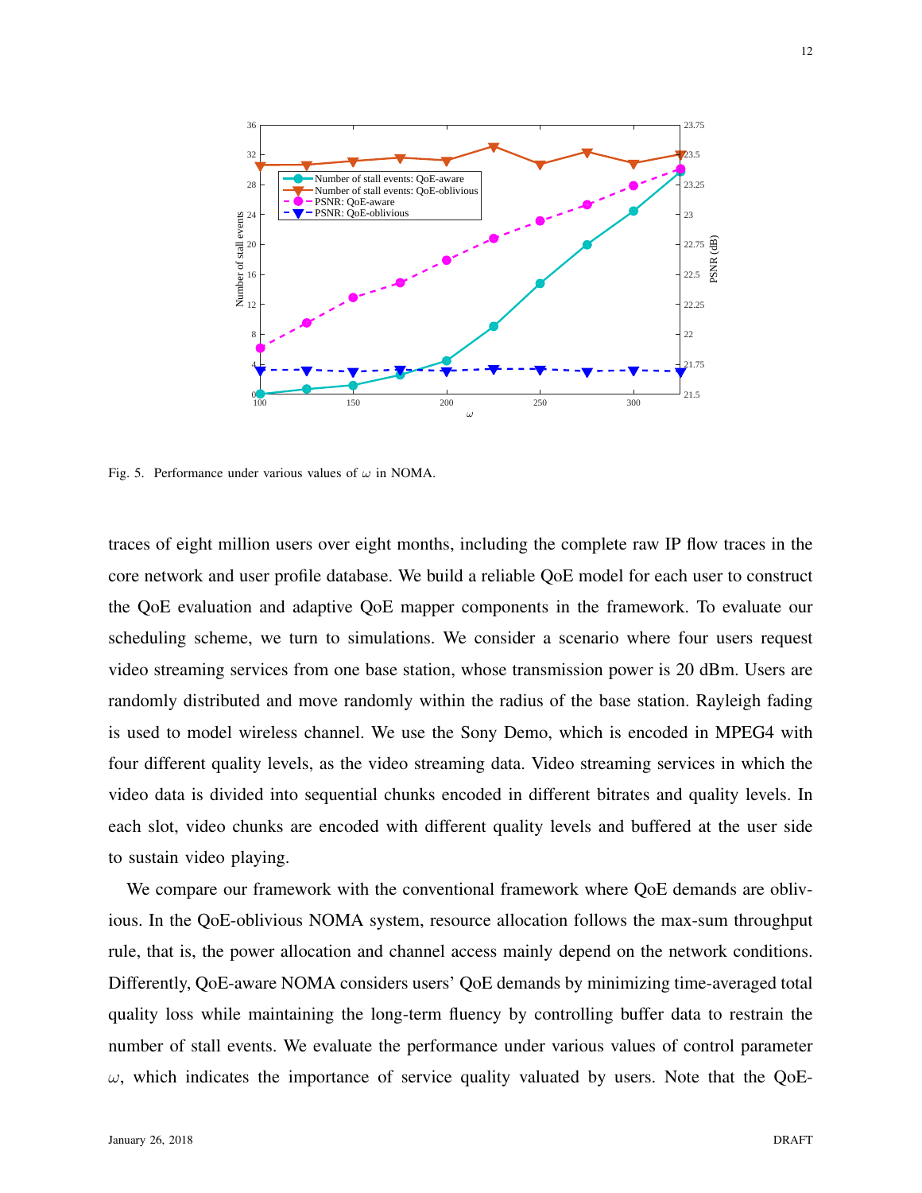Fig. 5. Performance under various values of $\omega$ in NOMA.

traces of eight million users over eight months, including the complete raw IP flow traces in the core network and user profile database. We build a reliable QoE model for each user to construct the QoE evaluation and adaptive QoE mapper components in the framework. To evaluate our scheduling scheme, we turn to simulations. We consider a scenario where four users request video streaming services from one base station, whose transmission power is 20 dBm. Users are randomly distributed and move randomly within the radius of the base station. Rayleigh fading is used to model wireless channel. We use the Sony Demo, which is encoded in MPEG4 with four different quality levels, as the video streaming data. Video streaming services in which the video data is divided into sequential chunks encoded in different bitrates and quality levels. In each slot, video chunks are encoded with different quality levels and buffered at the user side to sustain video playing.

We compare our framework with the conventional framework where QoE demands are oblivious. In the QoE-oblivious NOMA system, resource allocation follows the max-sum throughput rule, that is, the power allocation and channel access mainly depend on the network conditions. Differently, QoE-aware NOMA considers users' QoE demands by minimizing time-averaged total quality loss while maintaining the long-term fluency by controlling buffer data to restrain the number of stall events. We evaluate the performance under various values of control parameter $\omega$, which indicates the importance of service quality valuated by users. Note that the QoE-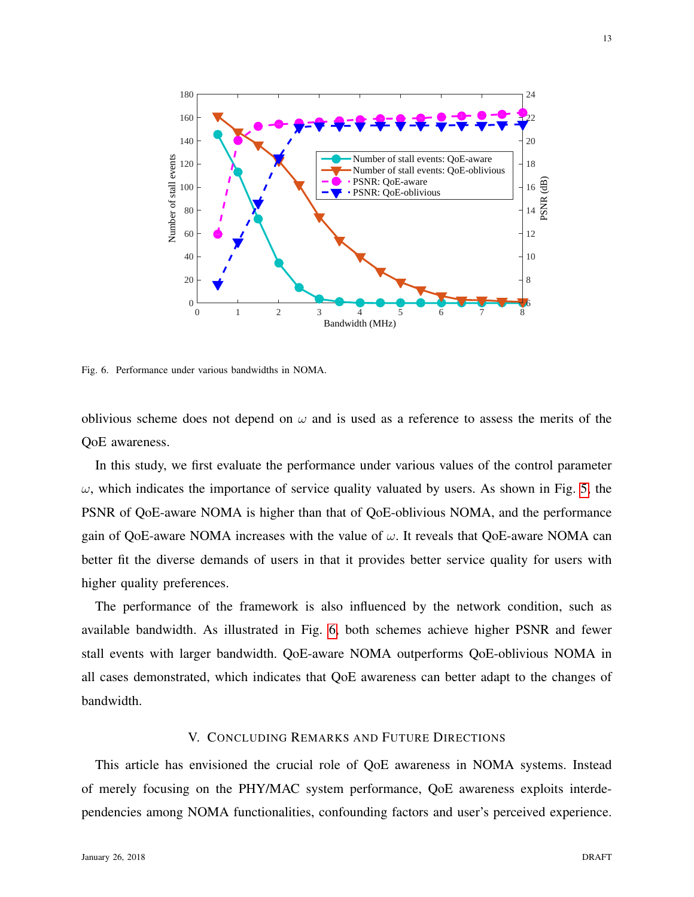Fig. 6. Performance under various bandwidths in NOMA.

oblivious scheme does not depend on $\omega$ and is used as a reference to assess the merits of the QoE awareness.

In this study, we first evaluate the performance under various values of the control parameter $\omega$, which indicates the importance of service quality valuated by users. As shown in Fig. 5, the PSNR of QoE-aware NOMA is higher than that of QoE-oblivious NOMA, and the performance gain of QoE-aware NOMA increases with the value of $\omega$. It reveals that QoE-aware NOMA can better fit the diverse demands of users in that it provides better service quality for users with higher quality preferences.

The performance of the framework is also influenced by the network condition, such as available bandwidth. As illustrated in Fig. 6, both schemes achieve higher PSNR and fewer stall events with larger bandwidth. QoE-aware NOMA outperforms QoE-oblivious NOMA in all cases demonstrated, which indicates that QoE awareness can better adapt to the changes of bandwidth.

## V. Concluding Remarks and Future Directions

This article has envisioned the crucial role of QoE awareness in NOMA systems. Instead of merely focusing on the PHY/MAC system performance, QoE awareness exploits interdependencies among NOMA functionalities, confounding factors and user's perceived experience.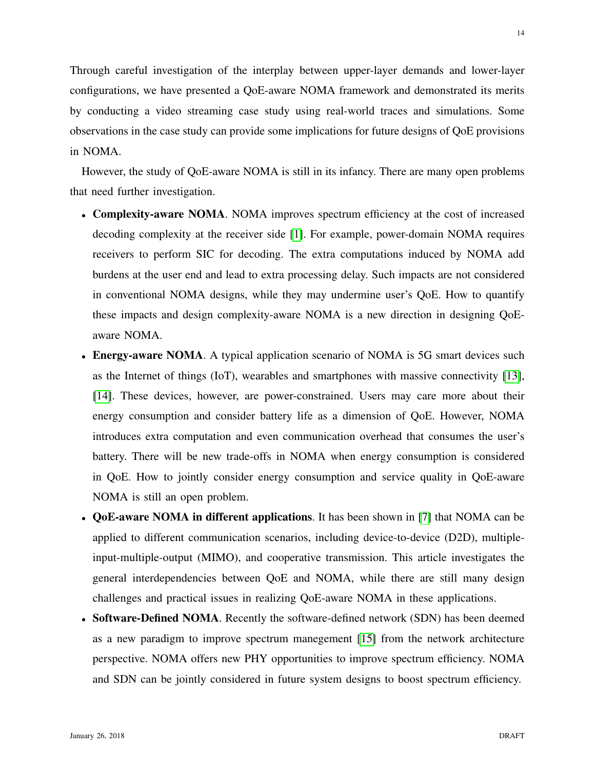Through careful investigation of the interplay between upper-layer demands and lower-layer configurations, we have presented a QoE-aware NOMA framework and demonstrated its merits by conducting a video streaming case study using real-world traces and simulations. Some observations in the case study can provide some implications for future designs of QoE provisions in NOMA.

However, the study of QoE-aware NOMA is still in its infancy. There are many open problems that need further investigation.

- **Complexity-aware NOMA**. NOMA improves spectrum efficiency at the cost of increased decoding complexity at the receiver side [1]. For example, power-domain NOMA requires receivers to perform SIC for decoding. The extra computations induced by NOMA add burdens at the user end and lead to extra processing delay. Such impacts are not considered in conventional NOMA designs, while they may undermine user's QoE. How to quantify these impacts and design complexity-aware NOMA is a new direction in designing QoE-aware NOMA.
- **Energy-aware NOMA**. A typical application scenario of NOMA is 5G smart devices such as the Internet of things (IoT), wearables and smartphones with massive connectivity [13], [14]. These devices, however, are power-constrained. Users may care more about their energy consumption and consider battery life as a dimension of QoE. However, NOMA introduces extra computation and even communication overhead that consumes the user's battery. There will be new trade-offs in NOMA when energy consumption is considered in QoE. How to jointly consider energy consumption and service quality in QoE-aware NOMA is still an open problem.
- **QoE-aware NOMA in different applications**. It has been shown in [7] that NOMA can be applied to different communication scenarios, including device-to-device (D2D), multiple-input-multiple-output (MIMO), and cooperative transmission. This article investigates the general interdependencies between QoE and NOMA, while there are still many design challenges and practical issues in realizing QoE-aware NOMA in these applications.
- **Software-Defined NOMA**. Recently the software-defined network (SDN) has been deemed as a new paradigm to improve spectrum manegement [15] from the network architecture perspective. NOMA offers new PHY opportunities to improve spectrum efficiency. NOMA and SDN can be jointly considered in future system designs to boost spectrum efficiency.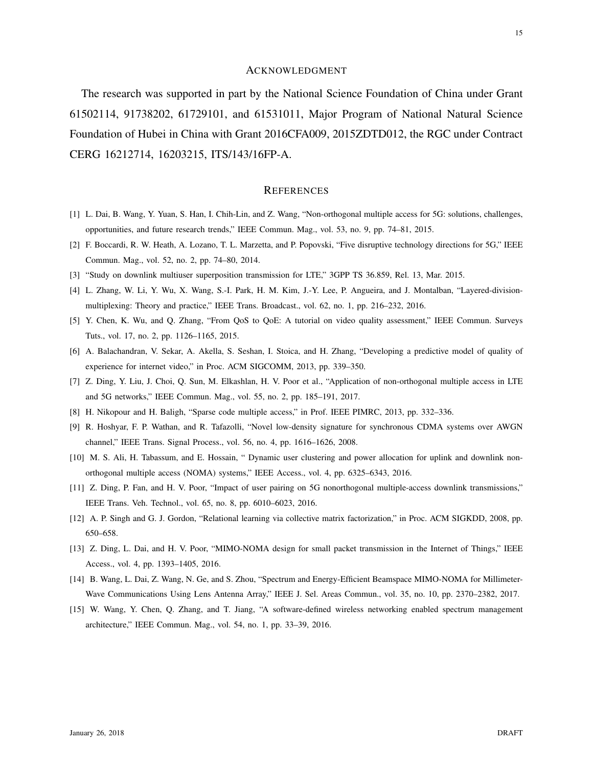## Acknowledgment

The research was supported in part by the National Science Foundation of China under Grant 61502114, 91738202, 61729101, and 61531011, Major Program of National Natural Science Foundation of Hubei in China with Grant 2016CFA009, 2015ZDTD012, the RGC under Contract CERG 16212714, 16203215, ITS/143/16FP-A.

## References

[1] L. Dai, B. Wang, Y. Yuan, S. Han, I. Chih-Lin, and Z. Wang, "Non-orthogonal multiple access for 5G: solutions, challenges, opportunities, and future research trends," IEEE Commun. Mag., vol. 53, no. 9, pp. 74–81, 2015.

[2] F. Boccardi, R. W. Heath, A. Lozano, T. L. Marzetta, and P. Popovski, "Five disruptive technology directions for 5G," IEEE Commun. Mag., vol. 52, no. 2, pp. 74–80, 2014.

[3] "Study on downlink multiuser superposition transmission for LTE," 3GPP TS 36.859, Rel. 13, Mar. 2015.

[4] L. Zhang, W. Li, Y. Wu, X. Wang, S.-I. Park, H. M. Kim, J.-Y. Lee, P. Angueira, and J. Montalban, "Layered-division-multiplexing: Theory and practice," IEEE Trans. Broadcast., vol. 62, no. 1, pp. 216–232, 2016.

[5] Y. Chen, K. Wu, and Q. Zhang, "From QoS to QoE: A tutorial on video quality assessment," IEEE Commun. Surveys Tuts., vol. 17, no. 2, pp. 1126–1165, 2015.

[6] A. Balachandran, V. Sekar, A. Akella, S. Seshan, I. Stoica, and H. Zhang, "Developing a predictive model of quality of experience for internet video," in Proc. ACM SIGCOMM, 2013, pp. 339–350.

[7] Z. Ding, Y. Liu, J. Choi, Q. Sun, M. Elkashlan, H. V. Poor et al., "Application of non-orthogonal multiple access in LTE and 5G networks," IEEE Commun. Mag., vol. 55, no. 2, pp. 185–191, 2017.

[8] H. Nikopour and H. Baligh, "Sparse code multiple access," in Prof. IEEE PIMRC, 2013, pp. 332–336.

[9] R. Hoshyar, F. P. Wathan, and R. Tafazolli, "Novel low-density signature for synchronous CDMA systems over AWGN channel," IEEE Trans. Signal Process., vol. 56, no. 4, pp. 1616–1626, 2008.

[10] M. S. Ali, H. Tabassum, and E. Hossain, " Dynamic user clustering and power allocation for uplink and downlink non-orthogonal multiple access (NOMA) systems," IEEE Access., vol. 4, pp. 6325–6343, 2016.

[11] Z. Ding, P. Fan, and H. V. Poor, "Impact of user pairing on 5G nonorthogonal multiple-access downlink transmissions," IEEE Trans. Veh. Technol., vol. 65, no. 8, pp. 6010–6023, 2016.

[12] A. P. Singh and G. J. Gordon, "Relational learning via collective matrix factorization," in Proc. ACM SIGKDD, 2008, pp. 650–658.

[13] Z. Ding, L. Dai, and H. V. Poor, "MIMO-NOMA design for small packet transmission in the Internet of Things," IEEE Access., vol. 4, pp. 1393–1405, 2016.

[14] B. Wang, L. Dai, Z. Wang, N. Ge, and S. Zhou, "Spectrum and Energy-Efficient Beamspace MIMO-NOMA for Millimeter-Wave Communications Using Lens Antenna Array," IEEE J. Sel. Areas Commun., vol. 35, no. 10, pp. 2370–2382, 2017.

[15] W. Wang, Y. Chen, Q. Zhang, and T. Jiang, "A software-defined wireless networking enabled spectrum management architecture," IEEE Commun. Mag., vol. 54, no. 1, pp. 33–39, 2016.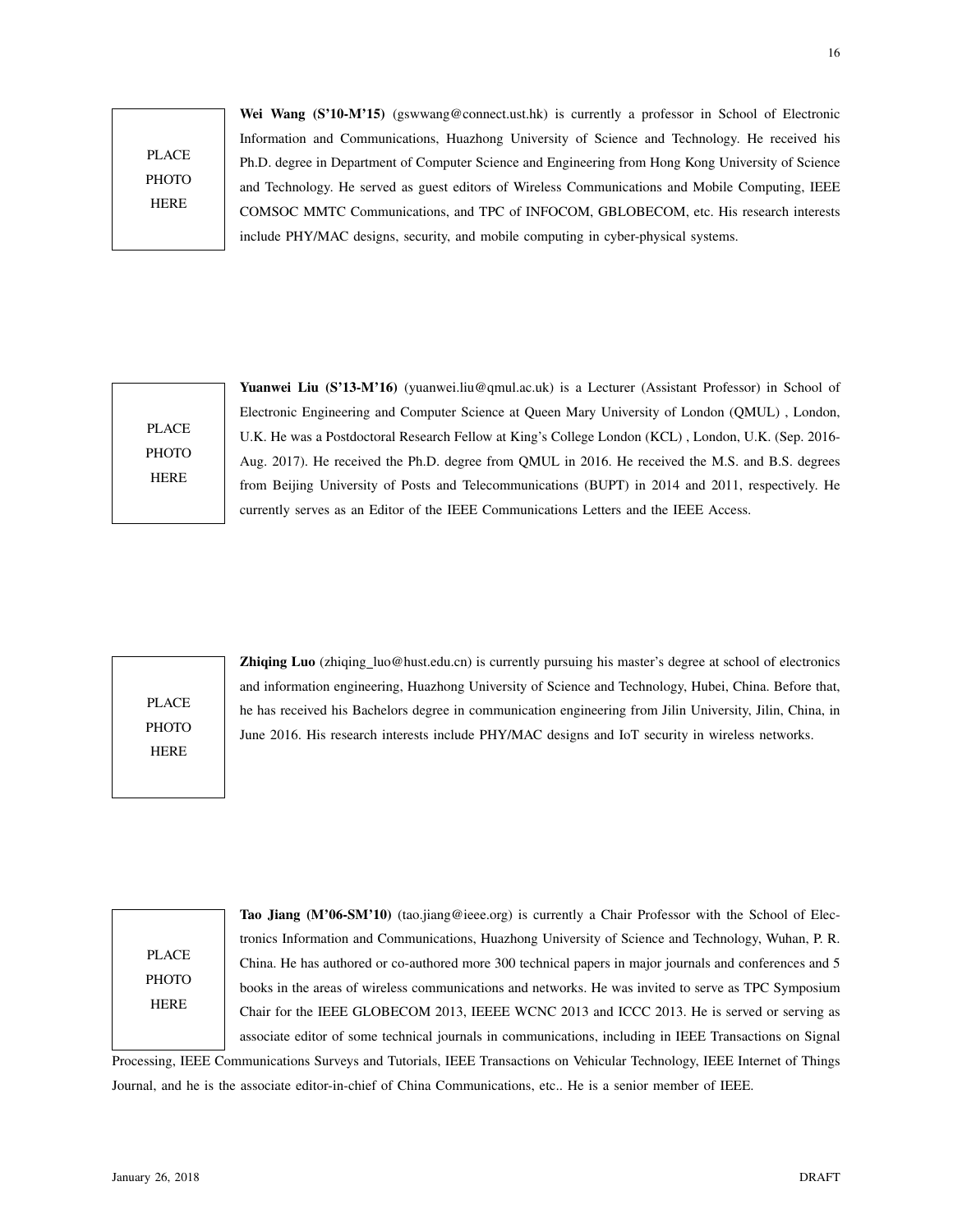PLACE PHOTO HERE

**Wei Wang (S'10-M'15)** (gswwang@connect.ust.hk) is currently a professor in School of Electronic Information and Communications, Huazhong University of Science and Technology. He received his Ph.D. degree in Department of Computer Science and Engineering from Hong Kong University of Science and Technology. He served as guest editors of Wireless Communications and Mobile Computing, IEEE COMSOC MMTC Communications, and TPC of INFOCOM, GBLOBECOM, etc. His research interests include PHY/MAC designs, security, and mobile computing in cyber-physical systems.

PLACE PHOTO HERE

**Yuanwei Liu (S'13-M'16)** (yuanwei.liu@qmul.ac.uk) is a Lecturer (Assistant Professor) in School of Electronic Engineering and Computer Science at Queen Mary University of London (QMUL) , London, U.K. He was a Postdoctoral Research Fellow at King's College London (KCL) , London, U.K. (Sep. 2016-Aug. 2017). He received the Ph.D. degree from QMUL in 2016. He received the M.S. and B.S. degrees from Beijing University of Posts and Telecommunications (BUPT) in 2014 and 2011, respectively. He currently serves as an Editor of the IEEE Communications Letters and the IEEE Access.

PLACE PHOTO HERE

**Zhiqing Luo** (zhiqing_luo@hust.edu.cn) is currently pursuing his master's degree at school of electronics and information engineering, Huazhong University of Science and Technology, Hubei, China. Before that, he has received his Bachelors degree in communication engineering from Jilin University, Jilin, China, in June 2016. His research interests include PHY/MAC designs and IoT security in wireless networks.

PLACE PHOTO HERE

**Tao Jiang (M'06-SM'10)** (tao.jiang@ieee.org) is currently a Chair Professor with the School of Electronics Information and Communications, Huazhong University of Science and Technology, Wuhan, P. R. China. He has authored or co-authored more 300 technical papers in major journals and conferences and 5 books in the areas of wireless communications and networks. He was invited to serve as TPC Symposium Chair for the IEEE GLOBECOM 2013, IEEEE WCNC 2013 and ICCC 2013. He is served or serving as associate editor of some technical journals in communications, including in IEEE Transactions on Signal Processing, IEEE Communications Surveys and Tutorials, IEEE Transactions on Vehicular Technology, IEEE Internet of Things Journal, and he is the associate editor-in-chief of China Communications, etc.. He is a senior member of IEEE.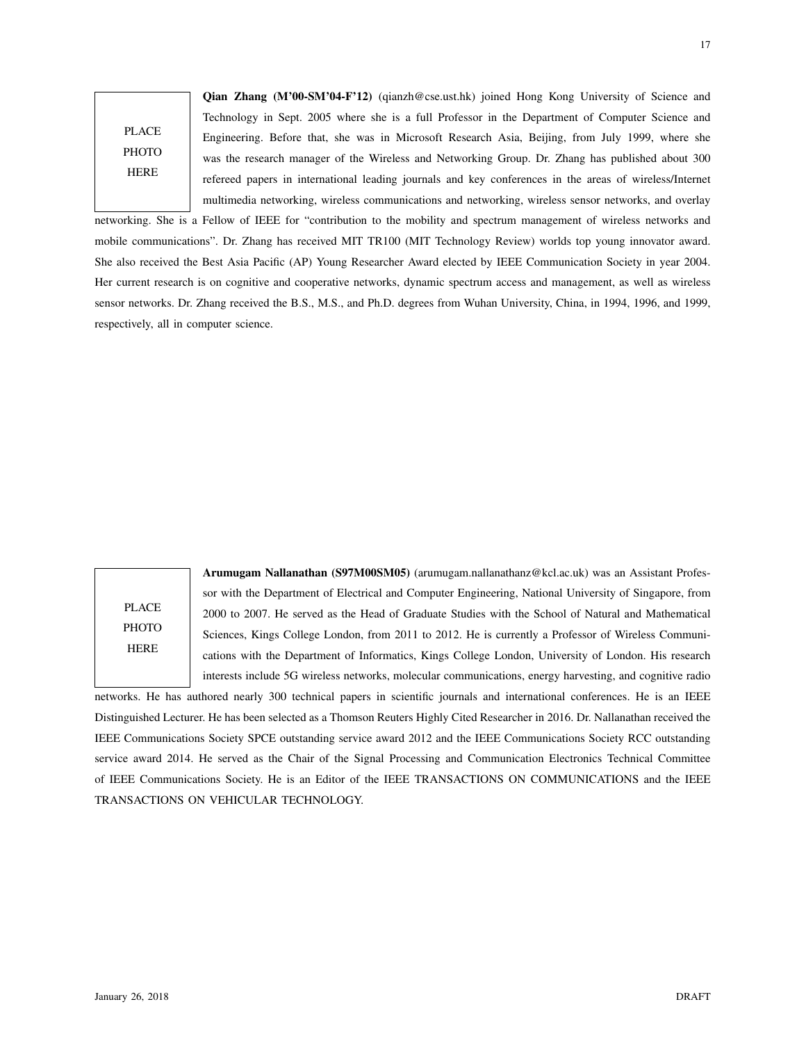PLACE PHOTO HERE

**Qian Zhang (M'00-SM'04-F'12)** (qianzh@cse.ust.hk) joined Hong Kong University of Science and Technology in Sept. 2005 where she is a full Professor in the Department of Computer Science and Engineering. Before that, she was in Microsoft Research Asia, Beijing, from July 1999, where she was the research manager of the Wireless and Networking Group. Dr. Zhang has published about 300 refereed papers in international leading journals and key conferences in the areas of wireless/Internet multimedia networking, wireless communications and networking, wireless sensor networks, and overlay networking. She is a Fellow of IEEE for "contribution to the mobility and spectrum management of wireless networks and mobile communications". Dr. Zhang has received MIT TR100 (MIT Technology Review) worlds top young innovator award. She also received the Best Asia Pacific (AP) Young Researcher Award elected by IEEE Communication Society in year 2004. Her current research is on cognitive and cooperative networks, dynamic spectrum access and management, as well as wireless sensor networks. Dr. Zhang received the B.S., M.S., and Ph.D. degrees from Wuhan University, China, in 1994, 1996, and 1999, respectively, all in computer science.

PLACE PHOTO HERE

**Arumugam Nallanathan (S97M00SM05)** (arumugam.nallanathanz@kcl.ac.uk) was an Assistant Professor with the Department of Electrical and Computer Engineering, National University of Singapore, from 2000 to 2007. He served as the Head of Graduate Studies with the School of Natural and Mathematical Sciences, Kings College London, from 2011 to 2012. He is currently a Professor of Wireless Communications with the Department of Informatics, Kings College London, University of London. His research interests include 5G wireless networks, molecular communications, energy harvesting, and cognitive radio networks. He has authored nearly 300 technical papers in scientific journals and international conferences. He is an IEEE Distinguished Lecturer. He has been selected as a Thomson Reuters Highly Cited Researcher in 2016. Dr. Nallanathan received the IEEE Communications Society SPCE outstanding service award 2012 and the IEEE Communications Society RCC outstanding service award 2014. He served as the Chair of the Signal Processing and Communication Electronics Technical Committee of IEEE Communications Society. He is an Editor of the IEEE TRANSACTIONS ON COMMUNICATIONS and the IEEE TRANSACTIONS ON VEHICULAR TECHNOLOGY.